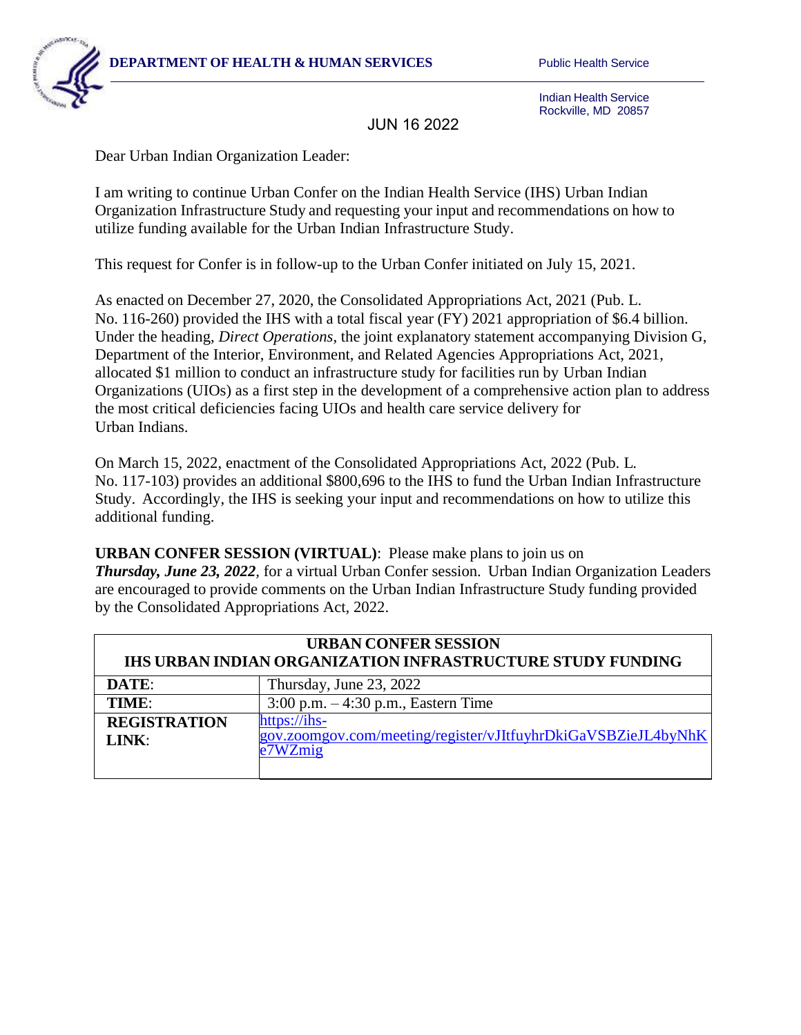**DEPARTMENT OF HEALTH & HUMAN SERVICES** Public Health Service

Indian Health Service
Rockville, MD 20857

JUN 16 2022

Dear Urban Indian Organization Leader:

I am writing to continue Urban Confer on the Indian Health Service (IHS) Urban Indian Organization Infrastructure Study and requesting your input and recommendations on how to utilize funding available for the Urban Indian Infrastructure Study.

This request for Confer is in follow-up to the Urban Confer initiated on July 15, 2021.

As enacted on December 27, 2020, the Consolidated Appropriations Act, 2021 (Pub. L. No. 116-260) provided the IHS with a total fiscal year (FY) 2021 appropriation of $6.4 billion. Under the heading, *Direct Operations*, the joint explanatory statement accompanying Division G, Department of the Interior, Environment, and Related Agencies Appropriations Act, 2021, allocated $1 million to conduct an infrastructure study for facilities run by Urban Indian Organizations (UIOs) as a first step in the development of a comprehensive action plan to address the most critical deficiencies facing UIOs and health care service delivery for Urban Indians.

On March 15, 2022, enactment of the Consolidated Appropriations Act, 2022 (Pub. L. No. 117-103) provides an additional $800,696 to the IHS to fund the Urban Indian Infrastructure Study. Accordingly, the IHS is seeking your input and recommendations on how to utilize this additional funding.

**URBAN CONFER SESSION (VIRTUAL)**: Please make plans to join us on ***Thursday, June 23, 2022***, for a virtual Urban Confer session. Urban Indian Organization Leaders are encouraged to provide comments on the Urban Indian Infrastructure Study funding provided by the Consolidated Appropriations Act, 2022.

| **URBAN CONFER SESSION IHS URBAN INDIAN ORGANIZATION INFRASTRUCTURE STUDY FUNDING** | |
|---|---|
| **DATE**: | Thursday, June 23, 2022 |
| **TIME**: | 3:00 p.m. – 4:30 p.m., Eastern Time |
| **REGISTRATION LINK**: | https://ihs-gov.zoomgov.com/meeting/register/vJItfuyhrDkiGaVSBZieJL4byNhKe7WZmig |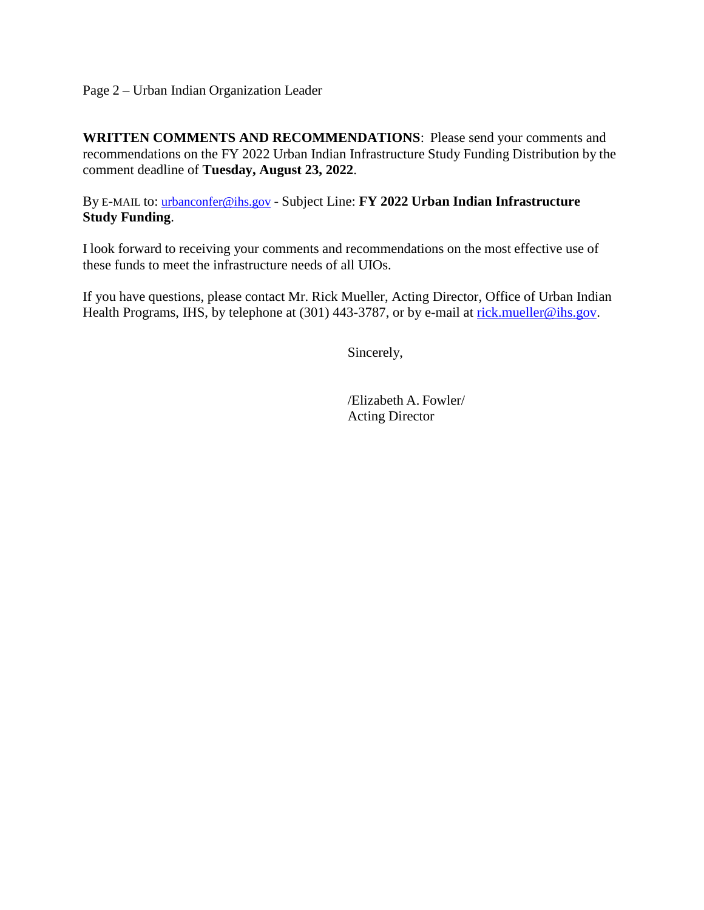**WRITTEN COMMENTS AND RECOMMENDATIONS**: Please send your comments and recommendations on the FY 2022 Urban Indian Infrastructure Study Funding Distribution by the comment deadline of **Tuesday, August 23, 2022**.

By E-MAIL to: urbanconfer@ihs.gov - Subject Line: **FY 2022 Urban Indian Infrastructure Study Funding**.

I look forward to receiving your comments and recommendations on the most effective use of these funds to meet the infrastructure needs of all UIOs.

If you have questions, please contact Mr. Rick Mueller, Acting Director, Office of Urban Indian Health Programs, IHS, by telephone at (301) 443-3787, or by e-mail at rick.mueller@ihs.gov.

Sincerely,

/Elizabeth A. Fowler/
Acting Director